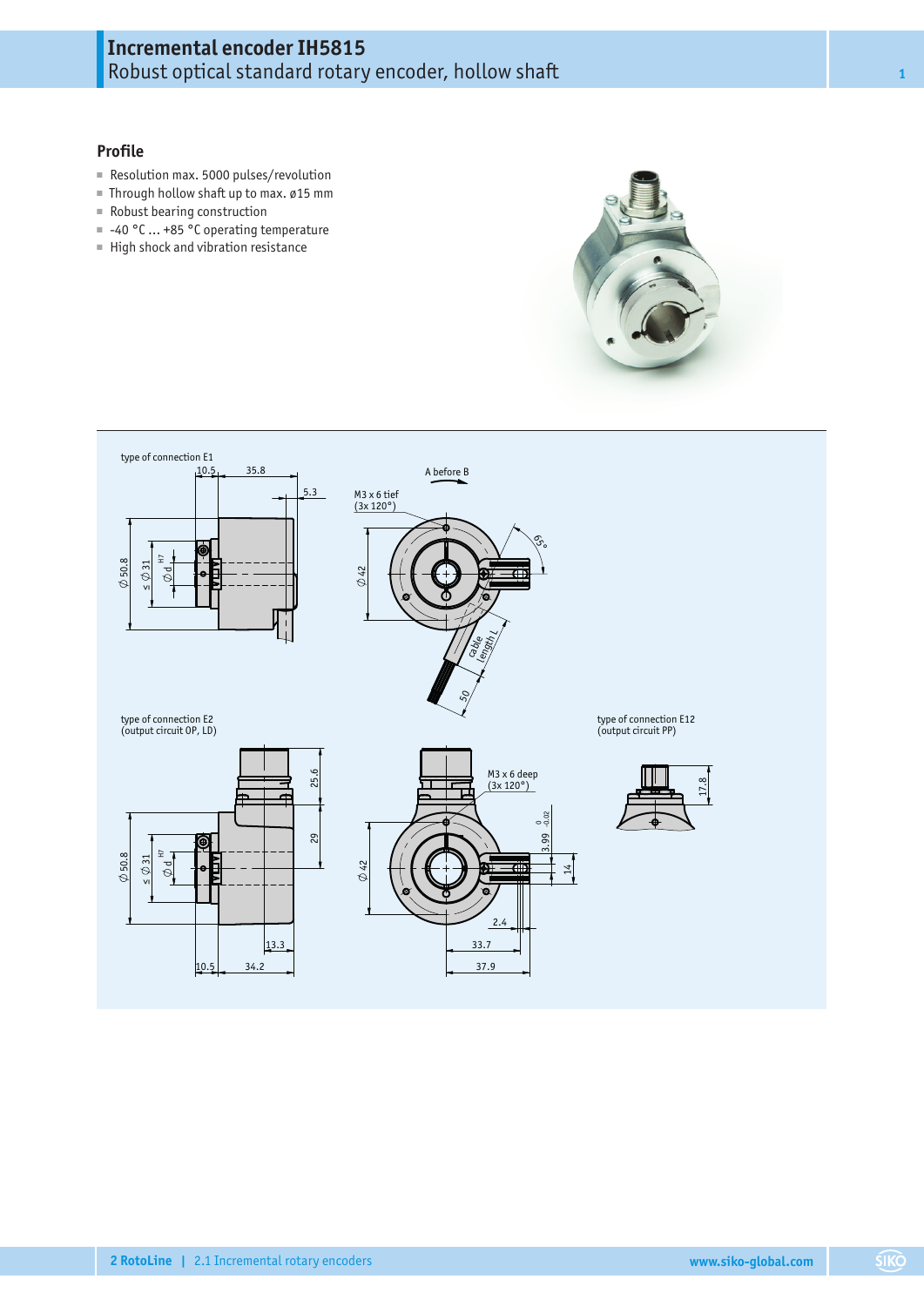# Incremental encoder IH5815

## Robust optical standard rotary encoder, hollow shaft

### Profile

- Resolution max. 5000 pulses/revolution
- Through hollow shaft up to max. ø15 mm
- Robust bearing construction
- -40 °C ... +85 °C operating temperature
- High shock and vibration resistance

type of connection E1

10.5
35.8
5.3
Ø 50.8
≤ Ø 31
Ø d H7

A before B

M3 x 6 tief
(3x 120°)
Ø 42
65°
cable length L
50

type of connection E2
(output circuit OP, LD)

25.6
29
Ø 50.8
≤ Ø 31
Ø d H7
13.3
10.5
34.2

M3 x 6 deep
(3x 120°)
Ø 42
3.99 0 -0.02
14
2.4
33.7
37.9

type of connection E12
(output circuit PP)

17.8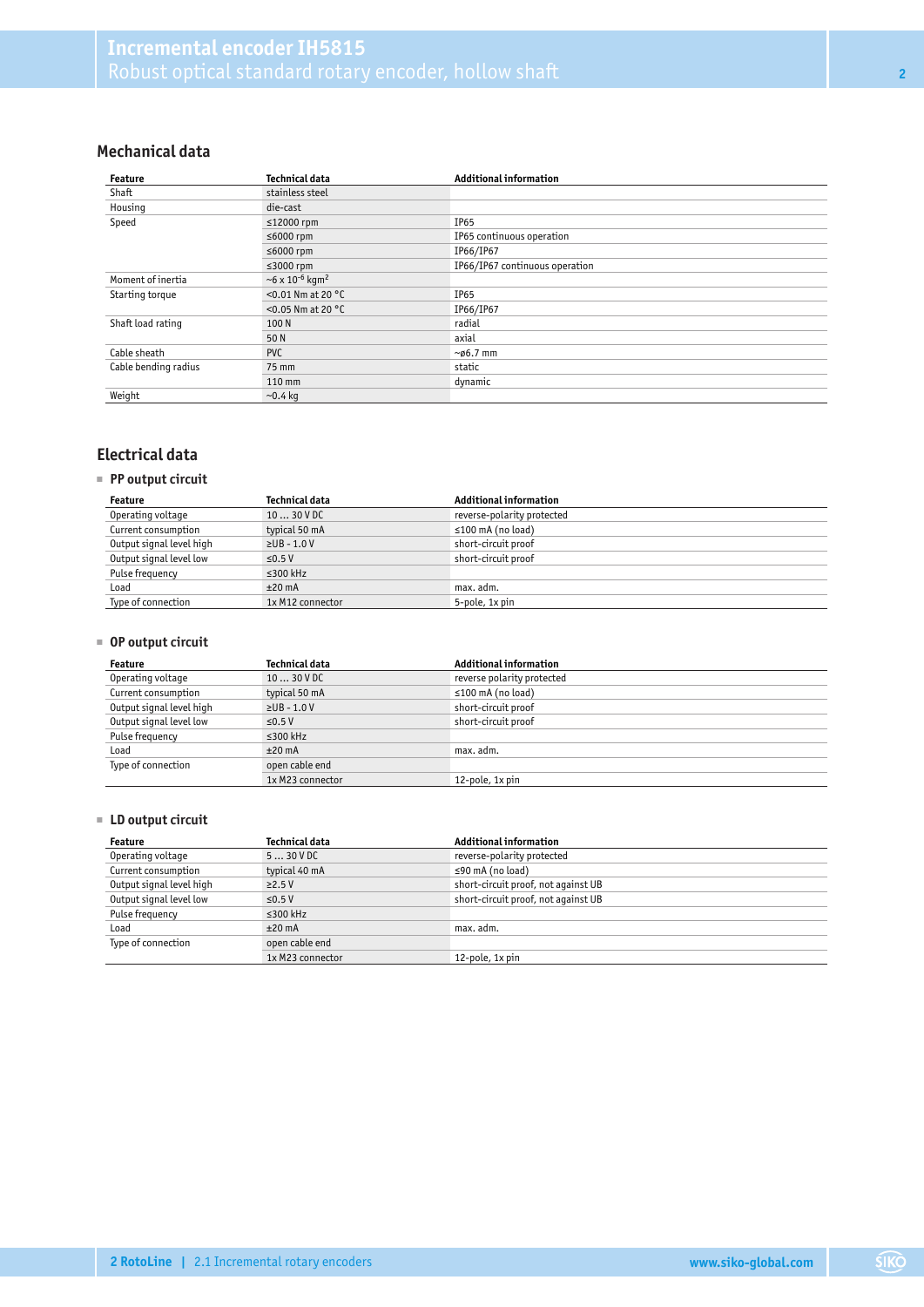## Mechanical data

| Feature | Technical data | Additional information |
|---|---|---|
| Shaft | stainless steel | |
| Housing | die-cast | |
| Speed | ≤12000 rpm | IP65 |
| | ≤6000 rpm | IP65 continuous operation |
| | ≤6000 rpm | IP66/IP67 |
| | ≤3000 rpm | IP66/IP67 continuous operation |
| Moment of inertia | ~6 x $10^{-6}$ kg$m^2$ | |
| Starting torque | <0.01 Nm at 20 °C | IP65 |
| | <0.05 Nm at 20 °C | IP66/IP67 |
| Shaft load rating | 100 N | radial |
| | 50 N | axial |
| Cable sheath | PVC | ~ø6.7 mm |
| Cable bending radius | 75 mm | static |
| | 110 mm | dynamic |
| Weight | ~0.4 kg | |

## Electrical data

### PP output circuit

| Feature | Technical data | Additional information |
|---|---|---|
| Operating voltage | 10 … 30 V DC | reverse-polarity protected |
| Current consumption | typical 50 mA | ≤100 mA (no load) |
| Output signal level high | ≥UB - 1.0 V | short-circuit proof |
| Output signal level low | ≤0.5 V | short-circuit proof |
| Pulse frequency | ≤300 kHz | |
| Load | ±20 mA | max. adm. |
| Type of connection | 1x M12 connector | 5-pole, 1x pin |

### OP output circuit

| Feature | Technical data | Additional information |
|---|---|---|
| Operating voltage | 10 … 30 V DC | reverse polarity protected |
| Current consumption | typical 50 mA | ≤100 mA (no load) |
| Output signal level high | ≥UB - 1.0 V | short-circuit proof |
| Output signal level low | ≤0.5 V | short-circuit proof |
| Pulse frequency | ≤300 kHz | |
| Load | ±20 mA | max. adm. |
| Type of connection | open cable end | |
| | 1x M23 connector | 12-pole, 1x pin |

### LD output circuit

| Feature | Technical data | Additional information |
|---|---|---|
| Operating voltage | 5 … 30 V DC | reverse-polarity protected |
| Current consumption | typical 40 mA | ≤90 mA (no load) |
| Output signal level high | ≥2.5 V | short-circuit proof, not against UB |
| Output signal level low | ≤0.5 V | short-circuit proof, not against UB |
| Pulse frequency | ≤300 kHz | |
| Load | ±20 mA | max. adm. |
| Type of connection | open cable end | |
| | 1x M23 connector | 12-pole, 1x pin |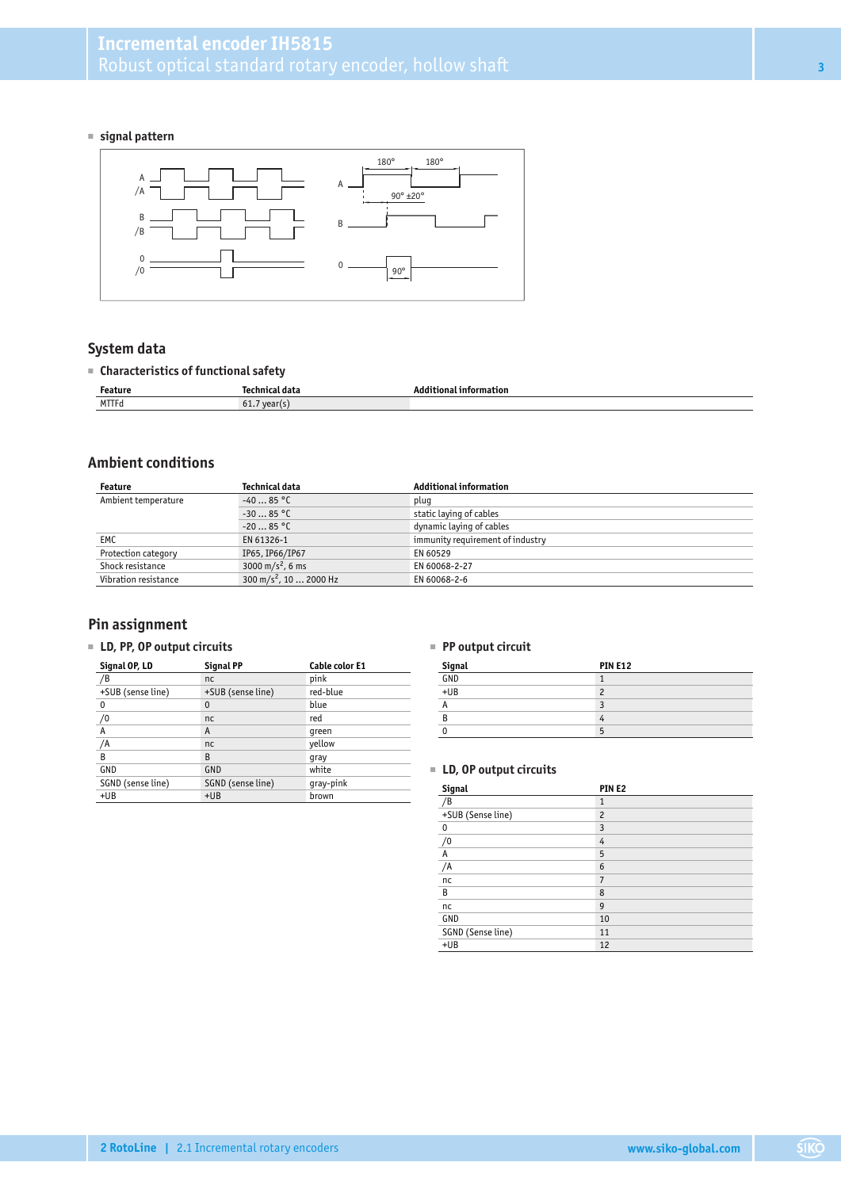- **signal pattern**

A
/A
B
/B
0
/0

180°
180°
A
90° ±20°
B
0
90°

## System data

- **Characteristics of functional safety**

| Feature | Technical data | Additional information |
|---|---|---|
| MTTFd | 61.7 year(s) | |

## Ambient conditions

| Feature | Technical data | Additional information |
|---|---|---|
| Ambient temperature | -40 … 85 °C | plug |
| | -30 … 85 °C | static laying of cables |
| | -20 … 85 °C | dynamic laying of cables |
| EMC | EN 61326-1 | immunity requirement of industry |
| Protection category | IP65, IP66/IP67 | EN 60529 |
| Shock resistance | 3000 m/s², 6 ms | EN 60068-2-27 |
| Vibration resistance | 300 m/s², 10 … 2000 Hz | EN 60068-2-6 |

## Pin assignment

- **LD, PP, OP output circuits**

| Signal OP, LD | Signal PP | Cable color E1 |
|---|---|---|
| /B | nc | pink |
| +SUB (sense line) | +SUB (sense line) | red-blue |
| 0 | 0 | blue |
| /0 | nc | red |
| A | A | green |
| /A | nc | yellow |
| B | B | gray |
| GND | GND | white |
| SGND (sense line) | SGND (sense line) | gray-pink |
| +UB | +UB | brown |

- **PP output circuit**

| Signal | PIN E12 |
|---|---|
| GND | 1 |
| +UB | 2 |
| A | 3 |
| B | 4 |
| 0 | 5 |

- **LD, OP output circuits**

| Signal | PIN E2 |
|---|---|
| /B | 1 |
| +SUB (Sense line) | 2 |
| 0 | 3 |
| /0 | 4 |
| A | 5 |
| /A | 6 |
| nc | 7 |
| B | 8 |
| nc | 9 |
| GND | 10 |
| SGND (Sense line) | 11 |
| +UB | 12 |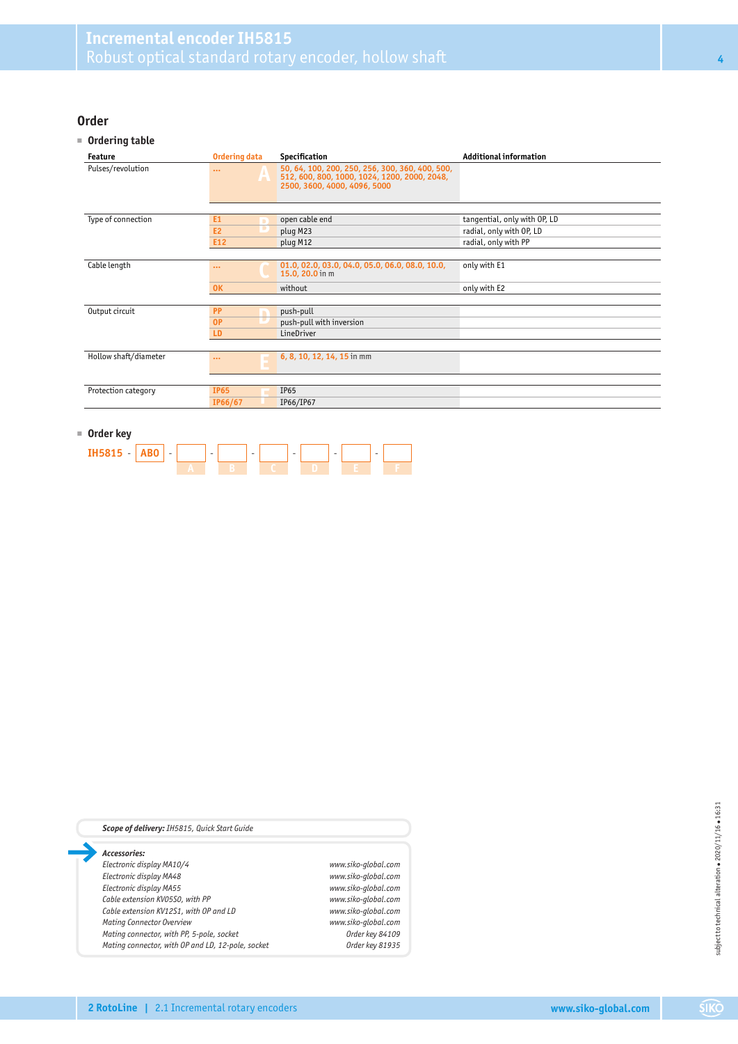## Order

### Ordering table

| Feature | Ordering data | | Specification | Additional information |
|---|---|---|---|---|
| Pulses/revolution | ... | A | 50, 64, 100, 200, 250, 256, 300, 360, 400, 500, 512, 600, 800, 1000, 1024, 1200, 2000, 2048, 2500, 3600, 4000, 4096, 5000 | |
| Type of connection | E1 | B | open cable end | tangential, only with OP, LD |
| | E2 | | plug M23 | radial, only with OP, LD |
| | E12 | | plug M12 | radial, only with PP |
| Cable length | ... | C | 01.0, 02.0, 03.0, 04.0, 05.0, 06.0, 08.0, 10.0, 15.0, 20.0 in m | only with E1 |
| | OK | | without | only with E2 |
| Output circuit | PP | D | push-pull | |
| | OP | | push-pull with inversion | |
| | LD | | LineDriver | |
| Hollow shaft/diameter | ... | E | 6, 8, 10, 12, 14, 15 in mm | |
| Protection category | IP65 | F | IP65 | |
| | IP66/67 | | IP66/IP67 | |

### Order key

IH5815 - AB0 - [ A ] - [ B ] - [ C ] - [ D ] - [ E ] - [ F ]

***Scope of delivery:*** *IH5815, Quick Start Guide*

***Accessories:***

| | |
|---|---|
| *Electronic display MA10/4* | *www.siko-global.com* |
| *Electronic display MA48* | *www.siko-global.com* |
| *Electronic display MA55* | *www.siko-global.com* |
| *Cable extension KV05S0, with PP* | *www.siko-global.com* |
| *Cable extension KV12S1, with OP and LD* | *www.siko-global.com* |
| *Mating Connector Overview* | *www.siko-global.com* |
| *Mating connector, with PP, 5-pole, socket* | *Order key 84109* |
| *Mating connector, with OP and LD, 12-pole, socket* | *Order key 81935* |

subject to technical alteration • 2020/11/16 • 16:31